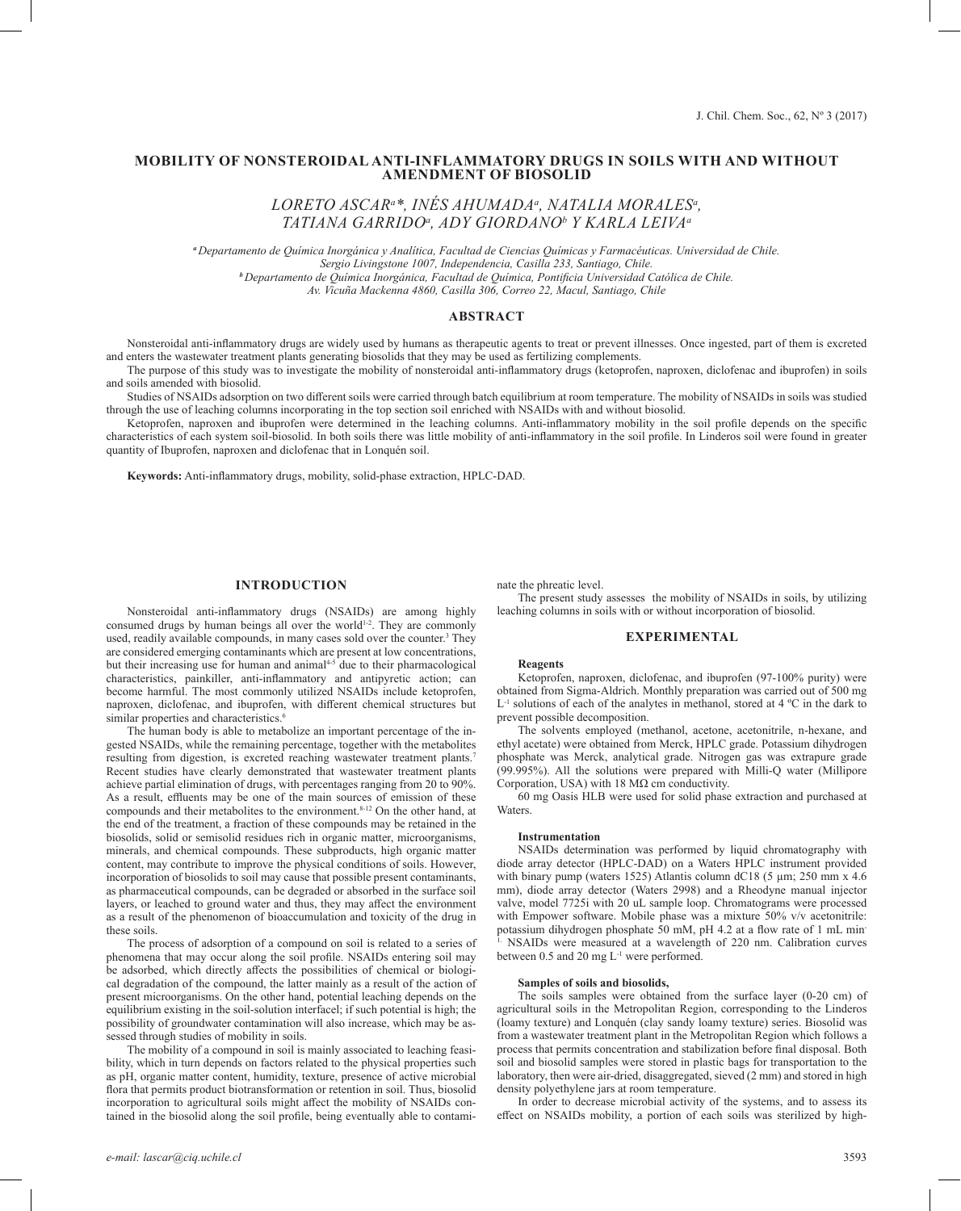# MOBILITY OF NONSTEROIDAL ANTI-INFLAMMATORY DRUGS IN SOILS WITH AND WITHOUT AMENDMENT OF BIOSOLID

*LORETO ASCAR[a]*, INÉS AHUMADA[a], NATALIA MORALES[a], TATIANA GARRIDO[a], ADY GIORDANO[b] Y KARLA LEIVA[a]*

[a] *Departamento de Química Inorgánica y Analítica, Facultad de Ciencias Químicas y Farmacéuticas. Universidad de Chile. Sergio Livingstone 1007, Independencia, Casilla 233, Santiago, Chile.*
[b] *Departamento de Química Inorgánica, Facultad de Química, Pontificia Universidad Católica de Chile. Av. Vicuña Mackenna 4860, Casilla 306, Correo 22, Macul, Santiago, Chile*

## ABSTRACT

Nonsteroidal anti-inflammatory drugs are widely used by humans as therapeutic agents to treat or prevent illnesses. Once ingested, part of them is excreted and enters the wastewater treatment plants generating biosolids that they may be used as fertilizing complements.

The purpose of this study was to investigate the mobility of nonsteroidal anti-inflammatory drugs (ketoprofen, naproxen, diclofenac and ibuprofen) in soils and soils amended with biosolid.

Studies of NSAIDs adsorption on two different soils were carried through batch equilibrium at room temperature. The mobility of NSAIDs in soils was studied through the use of leaching columns incorporating in the top section soil enriched with NSAIDs with and without biosolid.

Ketoprofen, naproxen and ibuprofen were determined in the leaching columns. Anti-inflammatory mobility in the soil profile depends on the specific characteristics of each system soil-biosolid. In both soils there was little mobility of anti-inflammatory in the soil profile. In Linderos soil were found in greater quantity of Ibuprofen, naproxen and diclofenac that in Lonquén soil.

**Keywords:** Anti-inflammatory drugs, mobility, solid-phase extraction, HPLC-DAD.

## INTRODUCTION

Nonsteroidal anti-inflammatory drugs (NSAIDs) are among highly consumed drugs by human beings all over the world[1-2]. They are commonly used, readily available compounds, in many cases sold over the counter.[3] They are considered emerging contaminants which are present at low concentrations, but their increasing use for human and animal[4-5] due to their pharmacological characteristics, painkiller, anti-inflammatory and antipyretic action; can become harmful. The most commonly utilized NSAIDs include ketoprofen, naproxen, diclofenac, and ibuprofen, with different chemical structures but similar properties and characteristics.[6]

The human body is able to metabolize an important percentage of the ingested NSAIDs, while the remaining percentage, together with the metabolites resulting from digestion, is excreted reaching wastewater treatment plants.[7] Recent studies have clearly demonstrated that wastewater treatment plants achieve partial elimination of drugs, with percentages ranging from 20 to 90%. As a result, effluents may be one of the main sources of emission of these compounds and their metabolites to the environment.[8-12] On the other hand, at the end of the treatment, a fraction of these compounds may be retained in the biosolids, solid or semisolid residues rich in organic matter, microorganisms, minerals, and chemical compounds. These subproducts, high organic matter content, may contribute to improve the physical conditions of soils. However, incorporation of biosolids to soil may cause that possible present contaminants, as pharmaceutical compounds, can be degraded or absorbed in the surface soil layers, or leached to ground water and thus, they may affect the environment as a result of the phenomenon of bioaccumulation and toxicity of the drug in these soils.

The process of adsorption of a compound on soil is related to a series of phenomena that may occur along the soil profile. NSAIDs entering soil may be adsorbed, which directly affects the possibilities of chemical or biological degradation of the compound, the latter mainly as a result of the action of present microorganisms. On the other hand, potential leaching depends on the equilibrium existing in the soil-solution interface; if such potential is high; the possibility of groundwater contamination will also increase, which may be assessed through studies of mobility in soils.

The mobility of a compound in soil is mainly associated to leaching feasibility, which in turn depends on factors related to the physical properties such as pH, organic matter content, humidity, texture, presence of active microbial flora that permits product biotransformation or retention in soil. Thus, biosolid incorporation to agricultural soils might affect the mobility of NSAIDs contained in the biosolid along the soil profile, being eventually able to contaminate the phreatic level.

The present study assesses the mobility of NSAIDs in soils, by utilizing leaching columns in soils with or without incorporation of biosolid.

## EXPERIMENTAL

### Reagents

Ketoprofen, naproxen, diclofenac, and ibuprofen (97-100% purity) were obtained from Sigma-Aldrich. Monthly preparation was carried out of 500 mg $L^{-1}$ solutions of each of the analytes in methanol, stored at 4 ºC in the dark to prevent possible decomposition.

The solvents employed (methanol, acetone, acetonitrile, n-hexane, and ethyl acetate) were obtained from Merck, HPLC grade. Potassium dihydrogen phosphate was Merck, analytical grade. Nitrogen gas was extrapure grade (99.995%). All the solutions were prepared with Milli-Q water (Millipore Corporation, USA) with 18 MΩ cm conductivity.

60 mg Oasis HLB were used for solid phase extraction and purchased at Waters.

### Instrumentation

NSAIDs determination was performed by liquid chromatography with diode array detector (HPLC-DAD) on a Waters HPLC instrument provided with binary pump (waters 1525) Atlantis column dC18 (5 µm; 250 mm x 4.6 mm), diode array detector (Waters 2998) and a Rheodyne manual injector valve, model 7725i with 20 uL sample loop. Chromatograms were processed with Empower software. Mobile phase was a mixture 50% v/v acetonitrile: potassium dihydrogen phosphate 50 mM, pH 4.2 at a flow rate of 1 mL $min^{-1}$. NSAIDs were measured at a wavelength of 220 nm. Calibration curves between 0.5 and 20 mg $L^{-1}$ were performed.

### Samples of soils and biosolids,

The soils samples were obtained from the surface layer (0-20 cm) of agricultural soils in the Metropolitan Region, corresponding to the Linderos (loamy texture) and Lonquén (clay sandy loamy texture) series. Biosolid was from a wastewater treatment plant in the Metropolitan Region which follows a process that permits concentration and stabilization before final disposal. Both soil and biosolid samples were stored in plastic bags for transportation to the laboratory, then were air-dried, disaggregated, sieved (2 mm) and stored in high density polyethylene jars at room temperature.

In order to decrease microbial activity of the systems, and to assess its effect on NSAIDs mobility, a portion of each soils was sterilized by high-

e-mail: lascar@ciq.uchile.cl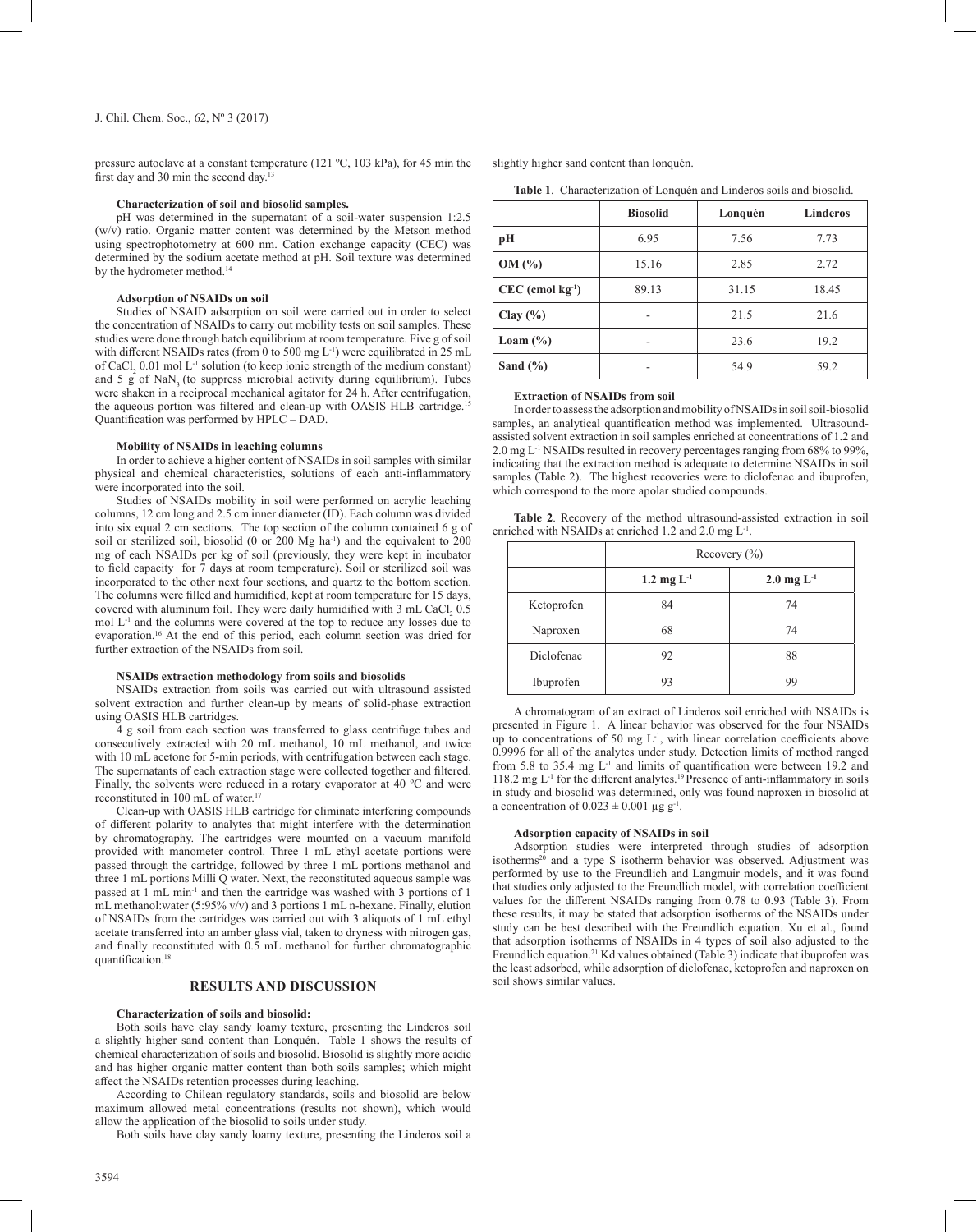pressure autoclave at a constant temperature (121 ºC, 103 kPa), for 45 min the first day and 30 min the second day.[13]

#### Characterization of soil and biosolid samples.

pH was determined in the supernatant of a soil-water suspension 1:2.5 (w/v) ratio. Organic matter content was determined by the Metson method using spectrophotometry at 600 nm. Cation exchange capacity (CEC) was determined by the sodium acetate method at pH. Soil texture was determined by the hydrometer method.[14]

#### Adsorption of NSAIDs on soil

Studies of NSAID adsorption on soil were carried out in order to select the concentration of NSAIDs to carry out mobility tests on soil samples. These studies were done through batch equilibrium at room temperature. Five g of soil with different NSAIDs rates (from 0 to 500 mg $L^{-1}$) were equilibrated in 25 mL of $CaCl_2$ 0.01 mol $L^{-1}$ solution (to keep ionic strength of the medium constant) and 5 g of $NaN_3$ (to suppress microbial activity during equilibrium). Tubes were shaken in a reciprocal mechanical agitator for 24 h. After centrifugation, the aqueous portion was filtered and clean-up with OASIS HLB cartridge.[15] Quantification was performed by HPLC – DAD.

#### Mobility of NSAIDs in leaching columns

In order to achieve a higher content of NSAIDs in soil samples with similar physical and chemical characteristics, solutions of each anti-inflammatory were incorporated into the soil.

Studies of NSAIDs mobility in soil were performed on acrylic leaching columns, 12 cm long and 2.5 cm inner diameter (ID). Each column was divided into six equal 2 cm sections. The top section of the column contained 6 g of soil or sterilized soil, biosolid (0 or 200 Mg $ha^{-1}$) and the equivalent to 200 mg of each NSAIDs per kg of soil (previously, they were kept in incubator to field capacity for 7 days at room temperature). Soil or sterilized soil was incorporated to the other next four sections, and quartz to the bottom section. The columns were filled and humidified, kept at room temperature for 15 days, covered with aluminum foil. They were daily humidified with 3 mL $CaCl_2$ 0.5 mol $L^{-1}$ and the columns were covered at the top to reduce any losses due to evaporation.[16] At the end of this period, each column section was dried for further extraction of the NSAIDs from soil.

#### NSAIDs extraction methodology from soils and biosolids

NSAIDs extraction from soils was carried out with ultrasound assisted solvent extraction and further clean-up by means of solid-phase extraction using OASIS HLB cartridges.

4 g soil from each section was transferred to glass centrifuge tubes and consecutively extracted with 20 mL methanol, 10 mL methanol, and twice with 10 mL acetone for 5-min periods, with centrifugation between each stage. The supernatants of each extraction stage were collected together and filtered. Finally, the solvents were reduced in a rotary evaporator at 40 ºC and were reconstituted in 100 mL of water.[17]

Clean-up with OASIS HLB cartridge for eliminate interfering compounds of different polarity to analytes that might interfere with the determination by chromatography. The cartridges were mounted on a vacuum manifold provided with manometer control. Three 1 mL ethyl acetate portions were passed through the cartridge, followed by three 1 mL portions methanol and three 1 mL portions Milli Q water. Next, the reconstituted aqueous sample was passed at 1 mL $min^{-1}$ and then the cartridge was washed with 3 portions of 1 mL methanol:water (5:95% v/v) and 3 portions 1 mL n-hexane. Finally, elution of NSAIDs from the cartridges was carried out with 3 aliquots of 1 mL ethyl acetate transferred into an amber glass vial, taken to dryness with nitrogen gas, and finally reconstituted with 0.5 mL methanol for further chromatographic quantification.[18]

## RESULTS AND DISCUSSION

#### Characterization of soils and biosolid:

Both soils have clay sandy loamy texture, presenting the Linderos soil a slightly higher sand content than Lonquén. Table 1 shows the results of chemical characterization of soils and biosolid. Biosolid is slightly more acidic and has higher organic matter content than both soils samples; which might affect the NSAIDs retention processes during leaching.

According to Chilean regulatory standards, soils and biosolid are below maximum allowed metal concentrations (results not shown), which would allow the application of the biosolid to soils under study.

Both soils have clay sandy loamy texture, presenting the Linderos soil a slightly higher sand content than lonquén.

**Table 1**. Characterization of Lonquén and Linderos soils and biosolid.

| | Biosolid | Lonquén | Linderos |
|---|---|---|---|
| pH | 6.95 | 7.56 | 7.73 |
| OM (%) | 15.16 | 2.85 | 2.72 |
| CEC (cmol $kg^{-1}$) | 89.13 | 31.15 | 18.45 |
| Clay (%) | - | 21.5 | 21.6 |
| Loam (%) | - | 23.6 | 19.2 |
| Sand (%) | - | 54.9 | 59.2 |

#### Extraction of NSAIDs from soil

In order to assess the adsorption and mobility of NSAIDs in soil soil-biosolid samples, an analytical quantification method was implemented. Ultrasound-assisted solvent extraction in soil samples enriched at concentrations of 1.2 and 2.0 mg $L^{-1}$ NSAIDs resulted in recovery percentages ranging from 68% to 99%, indicating that the extraction method is adequate to determine NSAIDs in soil samples (Table 2). The highest recoveries were to diclofenac and ibuprofen, which correspond to the more apolar studied compounds.

**Table 2**. Recovery of the method ultrasound-assisted extraction in soil enriched with NSAIDs at enriched 1.2 and 2.0 mg $L^{-1}$.

| | Recovery (%) | |
|---|---|---|
| | 1.2 mg $L^{-1}$ | 2.0 mg $L^{-1}$ |
| Ketoprofen | 84 | 74 |
| Naproxen | 68 | 74 |
| Diclofenac | 92 | 88 |
| Ibuprofen | 93 | 99 |

A chromatogram of an extract of Linderos soil enriched with NSAIDs is presented in Figure 1. A linear behavior was observed for the four NSAIDs up to concentrations of 50 mg $L^{-1}$, with linear correlation coefficients above 0.9996 for all of the analytes under study. Detection limits of method ranged from 5.8 to 35.4 mg $L^{-1}$ and limits of quantification were between 19.2 and 118.2 mg $L^{-1}$ for the different analytes.[19] Presence of anti-inflammatory in soils in study and biosolid was determined, only was found naproxen in biosolid at a concentration of 0.023 ± 0.001 µg $g^{-1}$.

#### Adsorption capacity of NSAIDs in soil

Adsorption studies were interpreted through studies of adsorption isotherms[20] and a type S isotherm behavior was observed. Adjustment was performed by use to the Freundlich and Langmuir models, and it was found that studies only adjusted to the Freundlich model, with correlation coefficient values for the different NSAIDs ranging from 0.78 to 0.93 (Table 3). From these results, it may be stated that adsorption isotherms of the NSAIDs under study can be best described with the Freundlich equation. Xu et al., found that adsorption isotherms of NSAIDs in 4 types of soil also adjusted to the Freundlich equation.[21] Kd values obtained (Table 3) indicate that ibuprofen was the least adsorbed, while adsorption of diclofenac, ketoprofen and naproxen on soil shows similar values.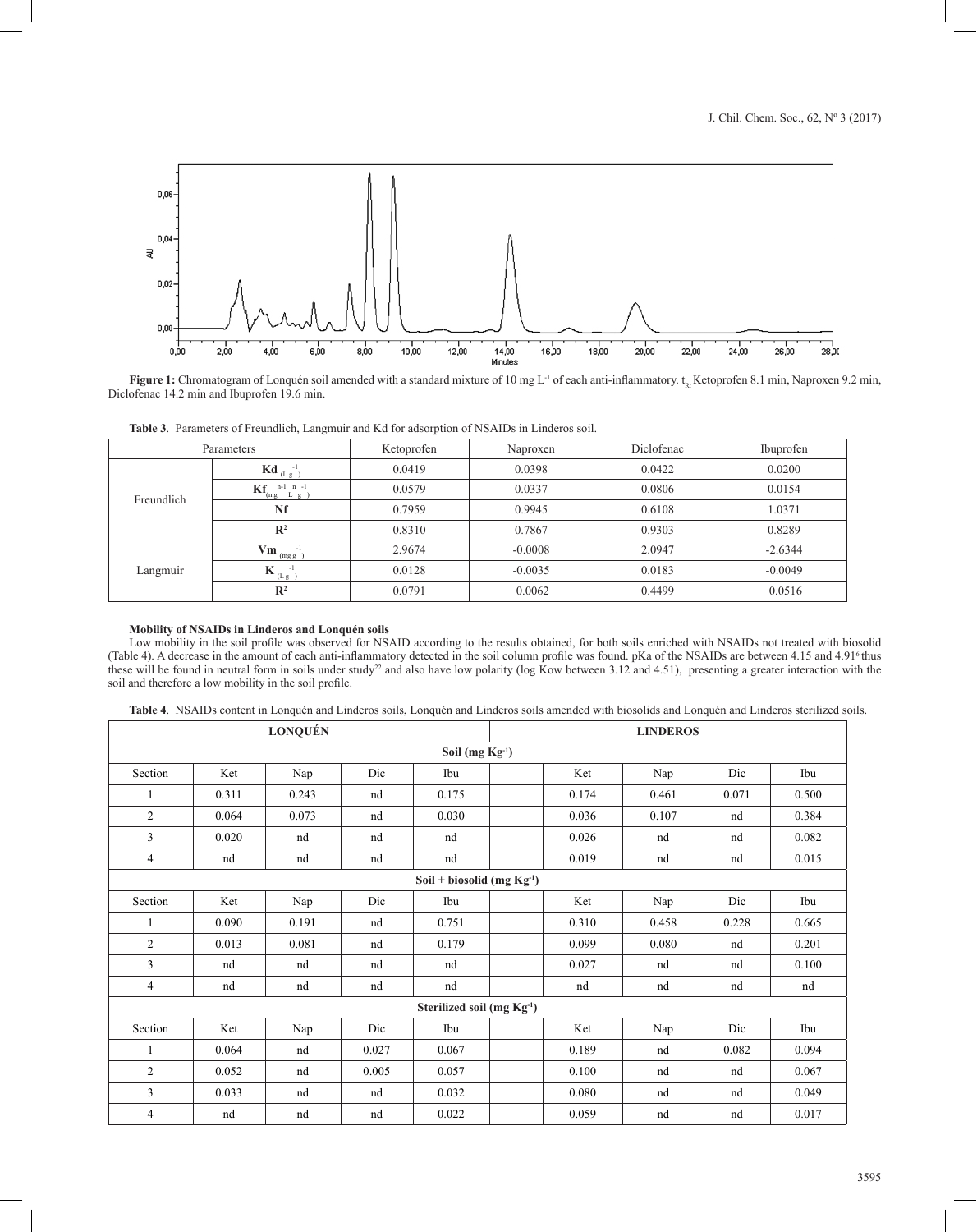**Figure 1:** Chromatogram of Lonquén soil amended with a standard mixture of 10 mg L$^{-1}$ of each anti-inflammatory. $t_R$: Ketoprofen 8.1 min, Naproxen 9.2 min, Diclofenac 14.2 min and Ibuprofen 19.6 min.

**Table 3**. Parameters of Freundlich, Langmuir and Kd for adsorption of NSAIDs in Linderos soil.

| Parameters | | Ketoprofen | Naproxen | Diclofenac | Ibuprofen |
|---|---|---|---|---|---|
| | **Kd** $_{(L\ g^{-1})}$ | 0.0419 | 0.0398 | 0.0422 | 0.0200 |
| Freundlich | **Kf** $_{(mg^{n-1}\ L^{n}\ g^{-1})}$ | 0.0579 | 0.0337 | 0.0806 | 0.0154 |
| | **Nf** | 0.7959 | 0.9945 | 0.6108 | 1.0371 |
| | $\mathbf{R^2}$ | 0.8310 | 0.7867 | 0.9303 | 0.8289 |
| | **Vm** $_{(mg\ g^{-1})}$ | 2.9674 | -0.0008 | 2.0947 | -2.6344 |
| Langmuir | **K** $_{(L\ g^{-1})}$ | 0.0128 | -0.0035 | 0.0183 | -0.0049 |
| | $\mathbf{R^2}$ | 0.0791 | 0.0062 | 0.4499 | 0.0516 |

**Mobility of NSAIDs in Linderos and Lonquén soils**

Low mobility in the soil profile was observed for NSAID according to the results obtained, for both soils enriched with NSAIDs not treated with biosolid (Table 4). A decrease in the amount of each anti-inflammatory detected in the soil column profile was found. pKa of the NSAIDs are between 4.15 and 4.91[6] thus these will be found in neutral form in soils under study[22] and also have low polarity (log Kow between 3.12 and 4.51), presenting a greater interaction with the soil and therefore a low mobility in the soil profile.

**Table 4**. NSAIDs content in Lonquén and Linderos soils, Lonquén and Linderos soils amended with biosolids and Lonquén and Linderos sterilized soils.

| **LONQUÉN** | | | | | | **LINDEROS** | | | |
|---|---|---|---|---|---|---|---|---|---|
| **Soil (mg Kg$^{-1}$)** | | | | | | | | | |
| Section | Ket | Nap | Dic | Ibu | | Ket | Nap | Dic | Ibu |
| 1 | 0.311 | 0.243 | nd | 0.175 | | 0.174 | 0.461 | 0.071 | 0.500 |
| 2 | 0.064 | 0.073 | nd | 0.030 | | 0.036 | 0.107 | nd | 0.384 |
| 3 | 0.020 | nd | nd | nd | | 0.026 | nd | nd | 0.082 |
| 4 | nd | nd | nd | nd | | 0.019 | nd | nd | 0.015 |
| **Soil + biosolid (mg Kg$^{-1}$)** | | | | | | | | | |
| Section | Ket | Nap | Dic | Ibu | | Ket | Nap | Dic | Ibu |
| 1 | 0.090 | 0.191 | nd | 0.751 | | 0.310 | 0.458 | 0.228 | 0.665 |
| 2 | 0.013 | 0.081 | nd | 0.179 | | 0.099 | 0.080 | nd | 0.201 |
| 3 | nd | nd | nd | nd | | 0.027 | nd | nd | 0.100 |
| 4 | nd | nd | nd | nd | | nd | nd | nd | nd |
| **Sterilized soil (mg Kg$^{-1}$)** | | | | | | | | | |
| Section | Ket | Nap | Dic | Ibu | | Ket | Nap | Dic | Ibu |
| 1 | 0.064 | nd | 0.027 | 0.067 | | 0.189 | nd | 0.082 | 0.094 |
| 2 | 0.052 | nd | 0.005 | 0.057 | | 0.100 | nd | nd | 0.067 |
| 3 | 0.033 | nd | nd | 0.032 | | 0.080 | nd | nd | 0.049 |
| 4 | nd | nd | nd | 0.022 | | 0.059 | nd | nd | 0.017 |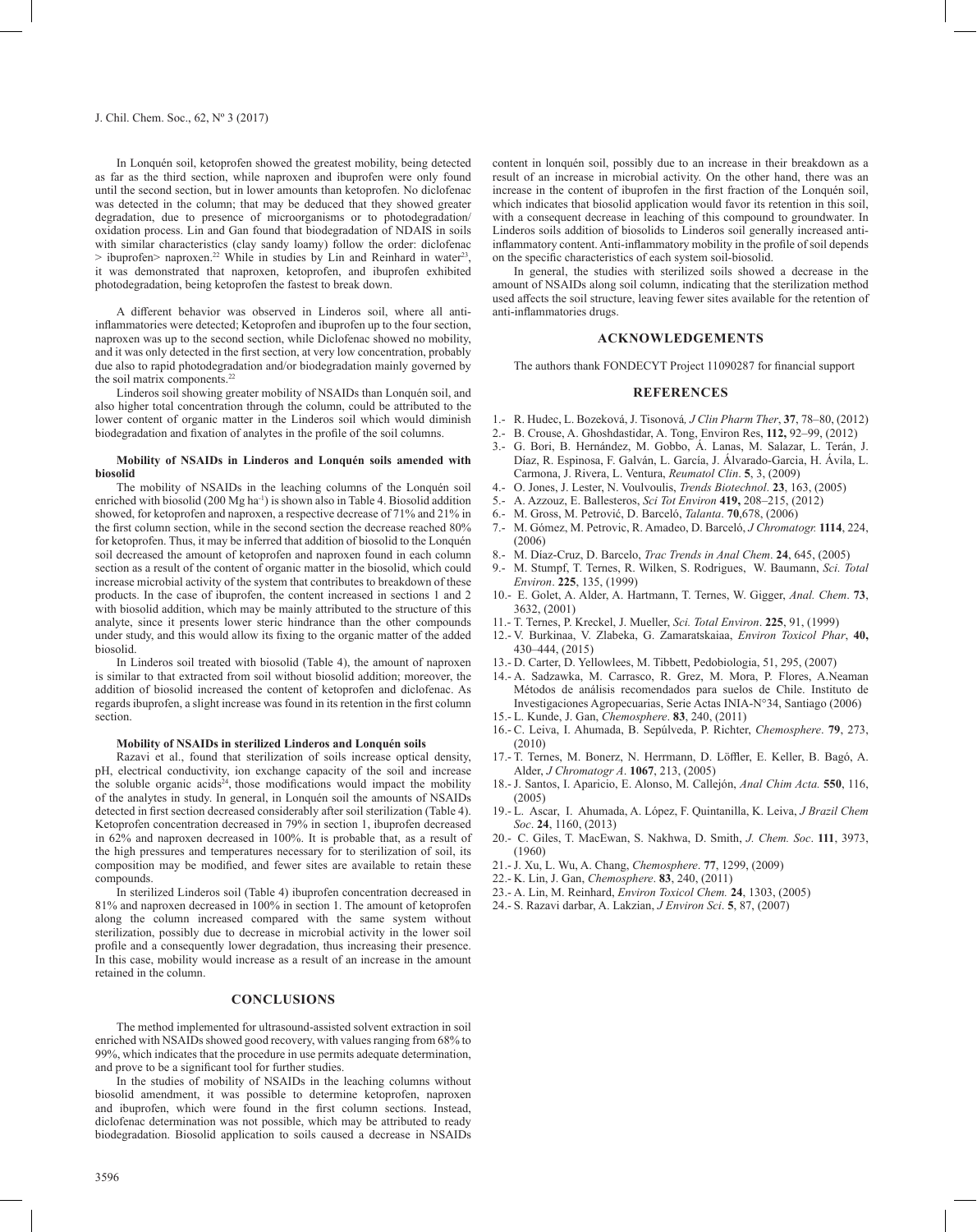In Lonquén soil, ketoprofen showed the greatest mobility, being detected as far as the third section, while naproxen and ibuprofen were only found until the second section, but in lower amounts than ketoprofen. No diclofenac was detected in the column; that may be deduced that they showed greater degradation, due to presence of microorganisms or to photodegradation/ oxidation process. Lin and Gan found that biodegradation of NDAIS in soils with similar characteristics (clay sandy loamy) follow the order: diclofenac > ibuprofen> naproxen.[22] While in studies by Lin and Reinhard in water[23], it was demonstrated that naproxen, ketoprofen, and ibuprofen exhibited photodegradation, being ketoprofen the fastest to break down.

A different behavior was observed in Linderos soil, where all anti-inflammatories were detected; Ketoprofen and ibuprofen up to the four section, naproxen was up to the second section, while Diclofenac showed no mobility, and it was only detected in the first section, at very low concentration, probably due also to rapid photodegradation and/or biodegradation mainly governed by the soil matrix components.[22]

Linderos soil showing greater mobility of NSAIDs than Lonquén soil, and also higher total concentration through the column, could be attributed to the lower content of organic matter in the Linderos soil which would diminish biodegradation and fixation of analytes in the profile of the soil columns.

**Mobility of NSAIDs in Linderos and Lonquén soils amended with biosolid**

The mobility of NSAIDs in the leaching columns of the Lonquén soil enriched with biosolid (200 Mg ha$^{-1}$) is shown also in Table 4. Biosolid addition showed, for ketoprofen and naproxen, a respective decrease of 71% and 21% in the first column section, while in the second section the decrease reached 80% for ketoprofen. Thus, it may be inferred that addition of biosolid to the Lonquén soil decreased the amount of ketoprofen and naproxen found in each column section as a result of the content of organic matter in the biosolid, which could increase microbial activity of the system that contributes to breakdown of these products. In the case of ibuprofen, the content increased in sections 1 and 2 with biosolid addition, which may be mainly attributed to the structure of this analyte, since it presents lower steric hindrance than the other compounds under study, and this would allow its fixing to the organic matter of the added biosolid.

In Linderos soil treated with biosolid (Table 4), the amount of naproxen is similar to that extracted from soil without biosolid addition; moreover, the addition of biosolid increased the content of ketoprofen and diclofenac. As regards ibuprofen, a slight increase was found in its retention in the first column section.

**Mobility of NSAIDs in sterilized Linderos and Lonquén soils**

Razavi et al., found that sterilization of soils increase optical density, pH, electrical conductivity, ion exchange capacity of the soil and increase the soluble organic acids[24], those modifications would impact the mobility of the analytes in study. In general, in Lonquén soil the amounts of NSAIDs detected in first section decreased considerably after soil sterilization (Table 4). Ketoprofen concentration decreased in 79% in section 1, ibuprofen decreased in 62% and naproxen decreased in 100%. It is probable that, as a result of the high pressures and temperatures necessary for to sterilization of soil, its composition may be modified, and fewer sites are available to retain these compounds.

In sterilized Linderos soil (Table 4) ibuprofen concentration decreased in 81% and naproxen decreased in 100% in section 1. The amount of ketoprofen along the column increased compared with the same system without sterilization, possibly due to decrease in microbial activity in the lower soil profile and a consequently lower degradation, thus increasing their presence. In this case, mobility would increase as a result of an increase in the amount retained in the column.

## CONCLUSIONS

The method implemented for ultrasound-assisted solvent extraction in soil enriched with NSAIDs showed good recovery, with values ranging from 68% to 99%, which indicates that the procedure in use permits adequate determination, and prove to be a significant tool for further studies.

In the studies of mobility of NSAIDs in the leaching columns without biosolid amendment, it was possible to determine ketoprofen, naproxen and ibuprofen, which were found in the first column sections. Instead, diclofenac determination was not possible, which may be attributed to ready biodegradation. Biosolid application to soils caused a decrease in NSAIDs content in lonquén soil, possibly due to an increase in their breakdown as a result of an increase in microbial activity. On the other hand, there was an increase in the content of ibuprofen in the first fraction of the Lonquén soil, which indicates that biosolid application would favor its retention in this soil, with a consequent decrease in leaching of this compound to groundwater. In Linderos soils addition of biosolids to Linderos soil generally increased anti-inflammatory content. Anti-inflammatory mobility in the profile of soil depends on the specific characteristics of each system soil-biosolid.

In general, the studies with sterilized soils showed a decrease in the amount of NSAIDs along soil column, indicating that the sterilization method used affects the soil structure, leaving fewer sites available for the retention of anti-inflammatories drugs.

## ACKNOWLEDGEMENTS

The authors thank FONDECYT Project 11090287 for financial support

## REFERENCES

1.- R. Hudec, L. Bozeková, J. Tisonová, *J Clin Pharm Ther*, **37**, 78–80, (2012)
2.- B. Crouse, A. Ghoshdastidar, A. Tong, Environ Res, **112,** 92–99, (2012)
3.- G. Bori, B. Hernández, M. Gobbo, Á. Lanas, M. Salazar, L. Terán, J. Díaz, R. Espinosa, F. Galván, L. García, J. Álvarado-Garcia, H. Ávila, L. Carmona, J. Rivera, L. Ventura, *Reumatol Clin*. **5**, 3, (2009)
4.- O. Jones, J. Lester, N. Voulvoulis, *Trends Biotechnol*. **23**, 163, (2005)
5.- A. Azzouz, E. Ballesteros, *Sci Tot Environ* **419,** 208–215, (2012)
6.- M. Gross, M. Petrović, D. Barceló, *Talanta*. **70**,678, (2006)
7.- M. Gómez, M. Petrovic, R. Amadeo, D. Barceló, *J Chromatogr.* **1114**, 224, (2006)
8.- M. Díaz-Cruz, D. Barcelo, *Trac Trends in Anal Chem*. **24**, 645, (2005)
9.- M. Stumpf, T. Ternes, R. Wilken, S. Rodrigues, W. Baumann, *Sci. Total Environ*. **225**, 135, (1999)
10.- E. Golet, A. Alder, A. Hartmann, T. Ternes, W. Gigger, *Anal. Chem*. **73**, 3632, (2001)
11.- T. Ternes, P. Kreckel, J. Mueller, *Sci. Total Environ*. **225**, 91, (1999)
12.- V. Burkinaa, V. Zlabeka, G. Zamaratskaiaa, *Environ Toxicol Phar*, **40,** 430–444, (2015)
13.- D. Carter, D. Yellowlees, M. Tibbett, Pedobiologia, 51, 295, (2007)
14.- A. Sadzawka, M. Carrasco, R. Grez, M. Mora, P. Flores, A.Neaman Métodos de análisis recomendados para suelos de Chile. Instituto de Investigaciones Agropecuarias, Serie Actas INIA-N°34, Santiago (2006)
15.- L. Kunde, J. Gan, *Chemosphere*. **83**, 240, (2011)
16.- C. Leiva, I. Ahumada, B. Sepúlveda, P. Richter, *Chemosphere*. **79**, 273, (2010)
17.- T. Ternes, M. Bonerz, N. Herrmann, D. Löffler, E. Keller, B. Bagó, A. Alder, *J Chromatogr A*. **1067**, 213, (2005)
18.- J. Santos, I. Aparicio, E. Alonso, M. Callejón, *Anal Chim Acta.* **550**, 116, (2005)
19.- L. Ascar, I. Ahumada, A. López, F. Quintanilla, K. Leiva, *J Brazil Chem Soc*. **24**, 1160, (2013)
20.- C. Giles, T. MacEwan, S. Nakhwa, D. Smith, *J. Chem. Soc*. **111**, 3973, (1960)
21.- J. Xu, L. Wu, A. Chang, *Chemosphere*. **77**, 1299, (2009)
22.- K. Lin, J. Gan, *Chemosphere*. **83**, 240, (2011)
23.- A. Lin, M. Reinhard, *Environ Toxicol Chem.* **24**, 1303, (2005)
24.- S. Razavi darbar, A. Lakzian, *J Environ Sci*. **5**, 87, (2007)